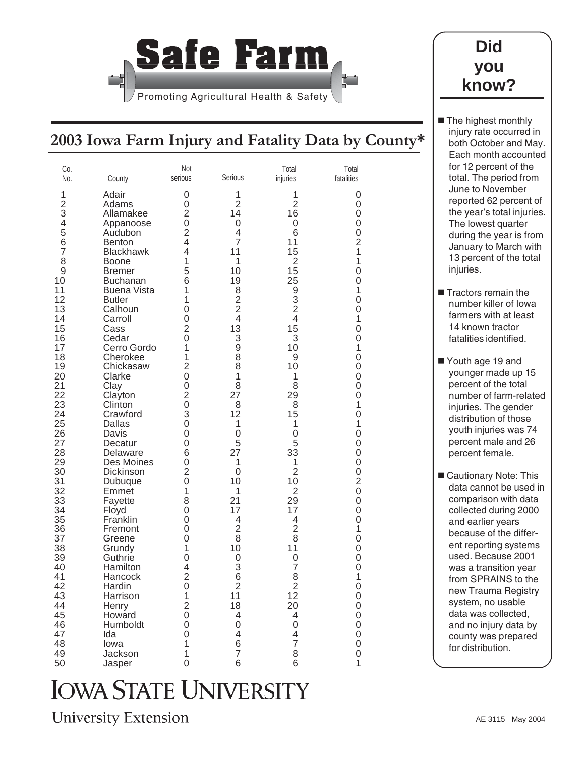# Safe Farm

Promoting Agricultural Health & Safety

## 2003 Iowa Farm Injury and Fatality Data by County*

| Co. No. | County | Not serious | Serious | Total injuries | Total fatalities |
|---|---|---|---|---|---|
| 1 | Adair | 0 | 1 | 1 | 0 |
| 2 | Adams | 0 | 2 | 2 | 0 |
| 3 | Allamakee | 2 | 14 | 16 | 0 |
| 4 | Appanoose | 0 | 0 | 0 | 0 |
| 5 | Audubon | 2 | 4 | 6 | 0 |
| 6 | Benton | 4 | 7 | 11 | 2 |
| 7 | Blackhawk | 4 | 11 | 15 | 1 |
| 8 | Boone | 1 | 1 | 2 | 1 |
| 9 | Bremer | 5 | 10 | 15 | 0 |
| 10 | Buchanan | 6 | 19 | 25 | 0 |
| 11 | Buena Vista | 1 | 8 | 9 | 1 |
| 12 | Butler | 1 | 2 | 3 | 0 |
| 13 | Calhoun | 0 | 2 | 2 | 0 |
| 14 | Carroll | 0 | 4 | 4 | 1 |
| 15 | Cass | 2 | 13 | 15 | 0 |
| 16 | Cedar | 0 | 3 | 3 | 0 |
| 17 | Cerro Gordo | 1 | 9 | 10 | 1 |
| 18 | Cherokee | 1 | 8 | 9 | 0 |
| 19 | Chickasaw | 2 | 8 | 10 | 0 |
| 20 | Clarke | 0 | 1 | 1 | 0 |
| 21 | Clay | 0 | 8 | 8 | 0 |
| 22 | Clayton | 2 | 27 | 29 | 0 |
| 23 | Clinton | 0 | 8 | 8 | 1 |
| 24 | Crawford | 3 | 12 | 15 | 0 |
| 25 | Dallas | 0 | 1 | 1 | 1 |
| 26 | Davis | 0 | 0 | 0 | 0 |
| 27 | Decatur | 0 | 5 | 5 | 0 |
| 28 | Delaware | 6 | 27 | 33 | 0 |
| 29 | Des Moines | 0 | 1 | 1 | 0 |
| 30 | Dickinson | 2 | 0 | 2 | 0 |
| 31 | Dubuque | 0 | 10 | 10 | 2 |
| 32 | Emmet | 1 | 1 | 2 | 0 |
| 33 | Fayette | 8 | 21 | 29 | 0 |
| 34 | Floyd | 0 | 17 | 17 | 0 |
| 35 | Franklin | 0 | 4 | 4 | 0 |
| 36 | Fremont | 0 | 2 | 2 | 1 |
| 37 | Greene | 0 | 8 | 8 | 0 |
| 38 | Grundy | 1 | 10 | 11 | 0 |
| 39 | Guthrie | 0 | 0 | 0 | 0 |
| 40 | Hamilton | 4 | 3 | 7 | 0 |
| 41 | Hancock | 2 | 6 | 8 | 1 |
| 42 | Hardin | 0 | 2 | 2 | 0 |
| 43 | Harrison | 1 | 11 | 12 | 0 |
| 44 | Henry | 2 | 18 | 20 | 0 |
| 45 | Howard | 0 | 4 | 4 | 0 |
| 46 | Humboldt | 0 | 0 | 0 | 0 |
| 47 | Ida | 0 | 4 | 4 | 0 |
| 48 | Iowa | 1 | 6 | 7 | 0 |
| 49 | Jackson | 1 | 7 | 8 | 0 |
| 50 | Jasper | 0 | 6 | 6 | 1 |

## Did you know?

- The highest monthly injury rate occurred in both October and May. Each month accounted for 12 percent of the total. The period from June to November reported 62 percent of the year's total injuries. The lowest quarter during the year is from January to March with 13 percent of the total injuries.
- Tractors remain the number killer of Iowa farmers with at least 14 known tractor fatalities identified.
- Youth age 19 and younger made up 15 percent of the total number of farm-related injuries. The gender distribution of those youth injuries was 74 percent male and 26 percent female.
- Cautionary Note: This data cannot be used in comparison with data collected during 2000 and earlier years because of the different reporting systems used. Because 2001 was a transition year from SPRAINS to the new Trauma Registry system, no usable data was collected, and no injury data by county was prepared for distribution.

IOWA STATE UNIVERSITY

University Extension

AE 3115 May 2004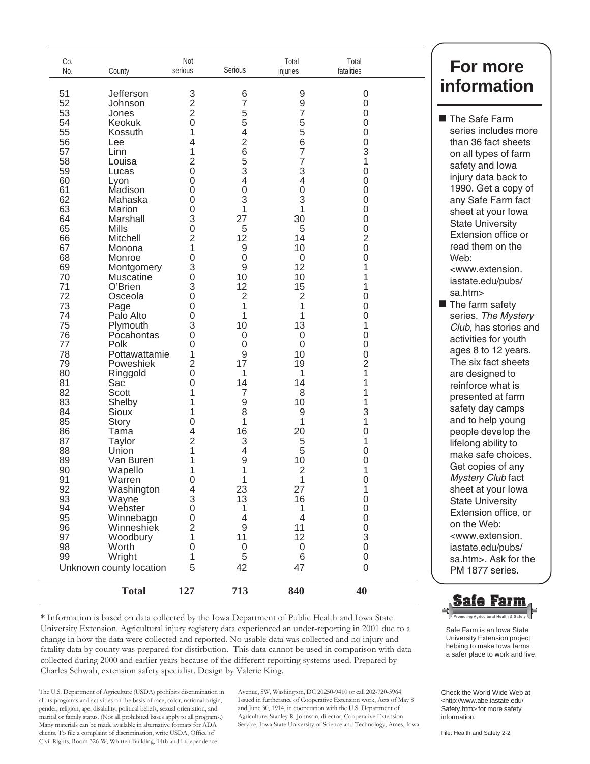| Co. No. | County | Not serious | Serious | Total injuries | Total fatalities |
|---|---|---|---|---|---|
| 51 | Jefferson | 3 | 6 | 9 | 0 |
| 52 | Johnson | 2 | 7 | 9 | 0 |
| 53 | Jones | 2 | 5 | 7 | 0 |
| 54 | Keokuk | 0 | 5 | 5 | 0 |
| 55 | Kossuth | 1 | 4 | 5 | 0 |
| 56 | Lee | 4 | 2 | 6 | 0 |
| 57 | Linn | 1 | 6 | 7 | 3 |
| 58 | Louisa | 2 | 5 | 7 | 1 |
| 59 | Lucas | 0 | 3 | 3 | 0 |
| 60 | Lyon | 0 | 4 | 4 | 0 |
| 61 | Madison | 0 | 0 | 0 | 0 |
| 62 | Mahaska | 0 | 3 | 3 | 0 |
| 63 | Marion | 0 | 1 | 1 | 0 |
| 64 | Marshall | 3 | 27 | 30 | 0 |
| 65 | Mills | 0 | 5 | 5 | 0 |
| 66 | Mitchell | 2 | 12 | 14 | 2 |
| 67 | Monona | 1 | 9 | 10 | 0 |
| 68 | Monroe | 0 | 0 | 0 | 0 |
| 69 | Montgomery | 3 | 9 | 12 | 1 |
| 70 | Muscatine | 0 | 10 | 10 | 1 |
| 71 | O'Brien | 3 | 12 | 15 | 1 |
| 72 | Osceola | 0 | 2 | 2 | 0 |
| 73 | Page | 0 | 1 | 1 | 0 |
| 74 | Palo Alto | 0 | 1 | 1 | 0 |
| 75 | Plymouth | 3 | 10 | 13 | 1 |
| 76 | Pocahontas | 0 | 0 | 0 | 0 |
| 77 | Polk | 0 | 0 | 0 | 0 |
| 78 | Pottawattamie | 1 | 9 | 10 | 0 |
| 79 | Poweshiek | 2 | 17 | 19 | 2 |
| 80 | Ringgold | 0 | 1 | 1 | 1 |
| 81 | Sac | 0 | 14 | 14 | 1 |
| 82 | Scott | 1 | 7 | 8 | 1 |
| 83 | Shelby | 1 | 9 | 10 | 1 |
| 84 | Sioux | 1 | 8 | 9 | 3 |
| 85 | Story | 0 | 1 | 1 | 1 |
| 86 | Tama | 4 | 16 | 20 | 0 |
| 87 | Taylor | 2 | 3 | 5 | 1 |
| 88 | Union | 1 | 4 | 5 | 0 |
| 89 | Van Buren | 1 | 9 | 10 | 0 |
| 90 | Wapello | 1 | 1 | 2 | 1 |
| 91 | Warren | 0 | 1 | 1 | 0 |
| 92 | Washington | 4 | 23 | 27 | 1 |
| 93 | Wayne | 3 | 13 | 16 | 0 |
| 94 | Webster | 0 | 1 | 1 | 0 |
| 95 | Winnebago | 0 | 4 | 4 | 0 |
| 96 | Winneshiek | 2 | 9 | 11 | 0 |
| 97 | Woodbury | 1 | 11 | 12 | 3 |
| 98 | Worth | 0 | 0 | 0 | 0 |
| 99 | Wright | 1 | 5 | 6 | 0 |
| | Unknown county location | 5 | 42 | 47 | 0 |
| | **Total** | **127** | **713** | **840** | **40** |

**\*** Information is based on data collected by the Iowa Department of Public Health and Iowa State University Extension. Agricultural injury registery data experienced an under-reporting in 2001 due to a change in how the data were collected and reported. No usable data was collected and no injury and fatality data by county was prepared for distirbution. This data cannot be used in comparison with data collected during 2000 and earlier years because of the different reporting systems used. Prepared by Charles Schwab, extension safety specialist. Design by Valerie King.

## For more information

- The Safe Farm series includes more than 36 fact sheets on all types of farm safety and Iowa injury data back to 1990. Get a copy of any Safe Farm fact sheet at your Iowa State University Extension office or read them on the Web: <www.extension.iastate.edu/pubs/sa.htm>
- The farm safety series, *The Mystery Club,* has stories and activities for youth ages 8 to 12 years. The six fact sheets are designed to reinforce what is presented at farm safety day camps and to help young people develop the lifelong ability to make safe choices. Get copies of any *Mystery Club* fact sheet at your Iowa State University Extension office, or on the Web: <www.extension.iastate.edu/pubs/sa.htm>. Ask for the PM 1877 series.

Safe Farm
Promoting Agricultural Health & Safety

Safe Farm is an Iowa State University Extension project helping to make Iowa farms a safer place to work and live.

Check the World Wide Web at <http://www.abe.iastate.edu/Safety.htm> for more safety information.

File: Health and Safety 2-2

The U.S. Department of Agriculture (USDA) prohibits discrimination in all its programs and activities on the basis of race, color, national origin, gender, religion, age, disability, political beliefs, sexual orientation, and marital or family status. (Not all prohibited bases apply to all programs.) Many materials can be made available in alternative formats for ADA clients. To file a complaint of discrimination, write USDA, Office of Civil Rights, Room 326-W, Whitten Building, 14th and Independence Avenue, SW, Washington, DC 20250-9410 or call 202-720-5964.

Issued in furtherance of Cooperative Extension work, Acts of May 8 and June 30, 1914, in cooperation with the U.S. Department of Agriculture. Stanley R. Johnson, director, Cooperative Extension Service, Iowa State University of Science and Technology, Ames, Iowa.